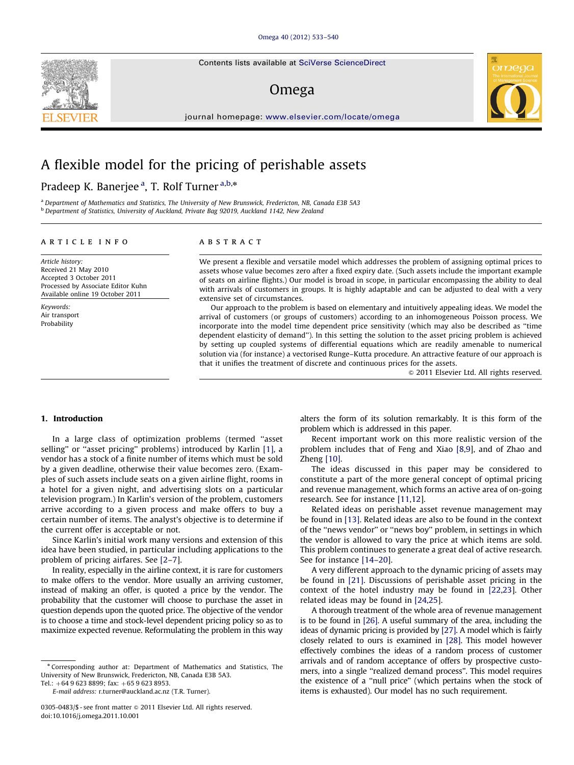# A flexible model for the pricing of perishable assets

Pradeep K. Banerjee [a], T. Rolf Turner [a,b,*]

[a] Department of Mathematics and Statistics, The University of New Brunswick, Fredericton, NB, Canada E3B 5A3

[b] Department of Statistics, University of Auckland, Private Bag 92019, Auckland 1142, New Zealand

## ARTICLE INFO

*Article history:*
Received 21 May 2010
Accepted 3 October 2011
Processed by Associate Editor Kuhn
Available online 19 October 2011

*Keywords:*
Air transport
Probability

## ABSTRACT

We present a flexible and versatile model which addresses the problem of assigning optimal prices to assets whose value becomes zero after a fixed expiry date. (Such assets include the important example of seats on airline flights.) Our model is broad in scope, in particular encompassing the ability to deal with arrivals of customers in groups. It is highly adaptable and can be adjusted to deal with a very extensive set of circumstances.

Our approach to the problem is based on elementary and intuitively appealing ideas. We model the arrival of customers (or groups of customers) according to an inhomogeneous Poisson process. We incorporate into the model time dependent price sensitivity (which may also be described as "time dependent elasticity of demand"). In this setting the solution to the asset pricing problem is achieved by setting up coupled systems of differential equations which are readily amenable to numerical solution via (for instance) a vectorised Runge–Kutta procedure. An attractive feature of our approach is that it unifies the treatment of discrete and continuous prices for the assets.

© 2011 Elsevier Ltd. All rights reserved.

## 1. Introduction

In a large class of optimization problems (termed "asset selling" or "asset pricing" problems) introduced by Karlin [1], a vendor has a stock of a finite number of items which must be sold by a given deadline, otherwise their value becomes zero. (Examples of such assets include seats on a given airline flight, rooms in a hotel for a given night, and advertising slots on a particular television program.) In Karlin's version of the problem, customers arrive according to a given process and make offers to buy a certain number of items. The analyst's objective is to determine if the current offer is acceptable or not.

Since Karlin's initial work many versions and extension of this idea have been studied, in particular including applications to the problem of pricing airfares. See [2–7].

In reality, especially in the airline context, it is rare for customers to make offers to the vendor. More usually an arriving customer, instead of making an offer, is quoted a price by the vendor. The probability that the customer will choose to purchase the asset in question depends upon the quoted price. The objective of the vendor is to choose a time and stock-level dependent pricing policy so as to maximize expected revenue. Reformulating the problem in this way alters the form of its solution remarkably. It is this form of the problem which is addressed in this paper.

Recent important work on this more realistic version of the problem includes that of Feng and Xiao [8,9], and of Zhao and Zheng [10].

The ideas discussed in this paper may be considered to constitute a part of the more general concept of optimal pricing and revenue management, which forms an active area of on-going research. See for instance [11,12].

Related ideas on perishable asset revenue management may be found in [13]. Related ideas are also to be found in the context of the "news vendor" or "news boy" problem, in settings in which the vendor is allowed to vary the price at which items are sold. This problem continues to generate a great deal of active research. See for instance [14–20].

A very different approach to the dynamic pricing of assets may be found in [21]. Discussions of perishable asset pricing in the context of the hotel industry may be found in [22,23]. Other related ideas may be found in [24,25].

A thorough treatment of the whole area of revenue management is to be found in [26]. A useful summary of the area, including the ideas of dynamic pricing is provided by [27]. A model which is fairly closely related to ours is examined in [28]. This model however effectively combines the ideas of a random process of customer arrivals and of random acceptance of offers by prospective customers, into a single "realized demand process". This model requires the existence of a "null price" (which pertains when the stock of items is exhausted). Our model has no such requirement.

* Corresponding author at: Department of Mathematics and Statistics, The University of New Brunswick, Fredericton, NB, Canada E3B 5A3.
Tel.: +64 9 623 8899; fax: +65 9 623 8953.
*E-mail address:* r.turner@auckland.ac.nz (T.R. Turner).

0305-0483/$ - see front matter © 2011 Elsevier Ltd. All rights reserved.
doi:10.1016/j.omega.2011.10.001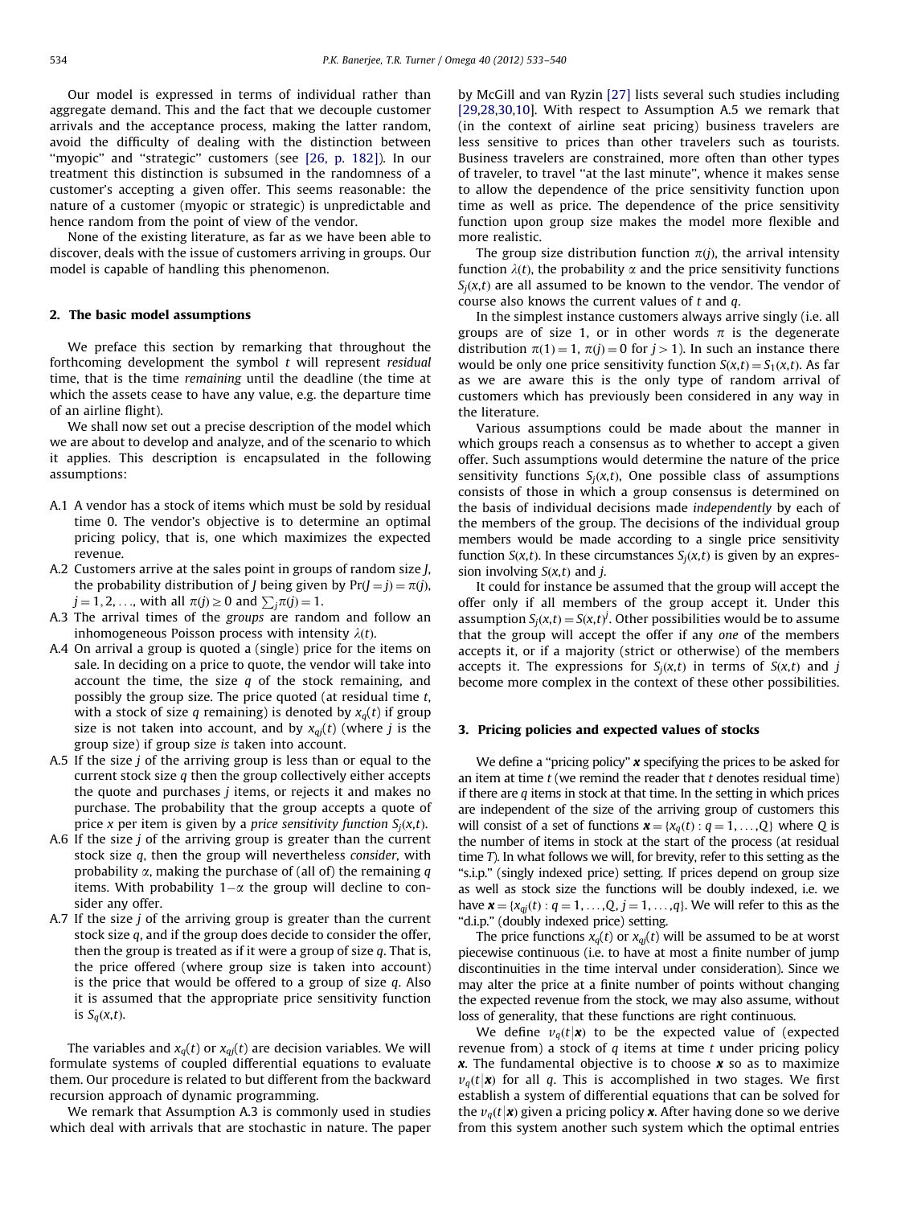Our model is expressed in terms of individual rather than aggregate demand. This and the fact that we decouple customer arrivals and the acceptance process, making the latter random, avoid the difficulty of dealing with the distinction between "myopic" and "strategic" customers (see [26, p. 182]). In our treatment this distinction is subsumed in the randomness of a customer's accepting a given offer. This seems reasonable: the nature of a customer (myopic or strategic) is unpredictable and hence random from the point of view of the vendor.

None of the existing literature, as far as we have been able to discover, deals with the issue of customers arriving in groups. Our model is capable of handling this phenomenon.

## 2. The basic model assumptions

We preface this section by remarking that throughout the forthcoming development the symbol $t$ will represent *residual* time, that is the time *remaining* until the deadline (the time at which the assets cease to have any value, e.g. the departure time of an airline flight).

We shall now set out a precise description of the model which we are about to develop and analyze, and of the scenario to which it applies. This description is encapsulated in the following assumptions:

- A.1 A vendor has a stock of items which must be sold by residual time 0. The vendor's objective is to determine an optimal pricing policy, that is, one which maximizes the expected revenue.
- A.2 Customers arrive at the sales point in groups of random size $J$, the probability distribution of $J$ being given by $\Pr(J=j)=\pi(j)$, $j=1,2,\ldots$, with all $\pi(j)\geq 0$ and $\sum_j \pi(j)=1$.
- A.3 The arrival times of the *groups* are random and follow an inhomogeneous Poisson process with intensity $\lambda(t)$.
- A.4 On arrival a group is quoted a (single) price for the items on sale. In deciding on a price to quote, the vendor will take into account the time, the size $q$ of the stock remaining, and possibly the group size. The price quoted (at residual time $t$, with a stock of size $q$ remaining) is denoted by $x_q(t)$ if group size is not taken into account, and by $x_{qj}(t)$ (where $j$ is the group size) if group size *is* taken into account.
- A.5 If the size $j$ of the arriving group is less than or equal to the current stock size $q$ then the group collectively either accepts the quote and purchases $j$ items, or rejects it and makes no purchase. The probability that the group accepts a quote of price $x$ per item is given by a *price sensitivity function* $S_j(x,t)$.
- A.6 If the size $j$ of the arriving group is greater than the current stock size $q$, then the group will nevertheless *consider*, with probability $\alpha$, making the purchase of (all of) the remaining $q$ items. With probability $1-\alpha$ the group will decline to consider any offer.
- A.7 If the size $j$ of the arriving group is greater than the current stock size $q$, and if the group does decide to consider the offer, then the group is treated as if it were a group of size $q$. That is, the price offered (where group size is taken into account) is the price that would be offered to a group of size $q$. Also it is assumed that the appropriate price sensitivity function is $S_q(x,t)$.

The variables and $x_q(t)$ or $x_{qj}(t)$ are decision variables. We will formulate systems of coupled differential equations to evaluate them. Our procedure is related to but different from the backward recursion approach of dynamic programming.

We remark that Assumption A.3 is commonly used in studies which deal with arrivals that are stochastic in nature. The paper by McGill and van Ryzin [27] lists several such studies including [29,28,30,10]. With respect to Assumption A.5 we remark that (in the context of airline seat pricing) business travelers are less sensitive to prices than other travelers such as tourists. Business travelers are constrained, more often than other types of traveler, to travel "at the last minute", whence it makes sense to allow the dependence of the price sensitivity function upon time as well as price. The dependence of the price sensitivity function upon group size makes the model more flexible and more realistic.

The group size distribution function $\pi(j)$, the arrival intensity function $\lambda(t)$, the probability $\alpha$ and the price sensitivity functions $S_j(x,t)$ are all assumed to be known to the vendor. The vendor of course also knows the current values of $t$ and $q$.

In the simplest instance customers always arrive singly (i.e. all groups are of size 1, or in other words $\pi$ is the degenerate distribution $\pi(1)=1$, $\pi(j)=0$ for $j>1$). In such an instance there would be only one price sensitivity function $S(x,t)=S_1(x,t)$. As far as we are aware this is the only type of random arrival of customers which has previously been considered in any way in the literature.

Various assumptions could be made about the manner in which groups reach a consensus as to whether to accept a given offer. Such assumptions would determine the nature of the price sensitivity functions $S_j(x,t)$, One possible class of assumptions consists of those in which a group consensus is determined on the basis of individual decisions made *independently* by each of the members of the group. The decisions of the individual group members would be made according to a single price sensitivity function $S(x,t)$. In these circumstances $S_j(x,t)$ is given by an expression involving $S(x,t)$ and $j$.

It could for instance be assumed that the group will accept the offer only if all members of the group accept it. Under this assumption $S_j(x,t)=S(x,t)^j$. Other possibilities would be to assume that the group will accept the offer if any *one* of the members accepts it, or if a majority (strict or otherwise) of the members accepts it. The expressions for $S_j(x,t)$ in terms of $S(x,t)$ and $j$ become more complex in the context of these other possibilities.

## 3. Pricing policies and expected values of stocks

We define a "pricing policy" $\boldsymbol{x}$ specifying the prices to be asked for an item at time $t$ (we remind the reader that $t$ denotes residual time) if there are $q$ items in stock at that time. In the setting in which prices are independent of the size of the arriving group of customers this will consist of a set of functions $\boldsymbol{x}=\{x_q(t):q=1,\ldots,Q\}$ where $Q$ is the number of items in stock at the start of the process (at residual time $T$). In what follows we will, for brevity, refer to this setting as the "s.i.p." (singly indexed price) setting. If prices depend on group size as well as stock size the functions will be doubly indexed, i.e. we have $\boldsymbol{x}=\{x_{qj}(t):q=1,\ldots,Q, j=1,\ldots,q\}$. We will refer to this as the "d.i.p." (doubly indexed price) setting.

The price functions $x_q(t)$ or $x_{qj}(t)$ will be assumed to be at worst piecewise continuous (i.e. to have at most a finite number of jump discontinuities in the time interval under consideration). Since we may alter the price at a finite number of points without changing the expected revenue from the stock, we may also assume, without loss of generality, that these functions are right continuous.

We define $v_q(t|\boldsymbol{x})$ to be the expected value of (expected revenue from) a stock of $q$ items at time $t$ under pricing policy $\boldsymbol{x}$. The fundamental objective is to choose $\boldsymbol{x}$ so as to maximize $v_q(t|\boldsymbol{x})$ for all $q$. This is accomplished in two stages. We first establish a system of differential equations that can be solved for the $v_q(t|\boldsymbol{x})$ given a pricing policy $\boldsymbol{x}$. After having done so we derive from this system another such system which the optimal entries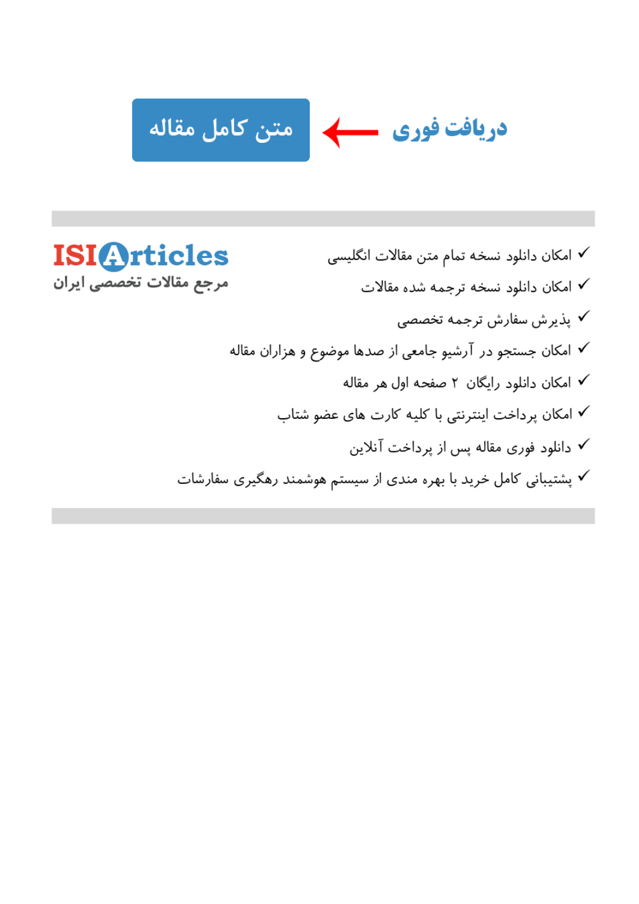دریافت فوری ← **متن کامل مقاله**

**ISIArticles**
مرجع مقالات تخصصی ایران

- ✓ امکان دانلود نسخه تمام متن مقالات انگلیسی
- ✓ امکان دانلود نسخه ترجمه شده مقالات
- ✓ پذیرش سفارش ترجمه تخصصی
- ✓ امکان جستجو در آرشیو جامعی از صدها موضوع و هزاران مقاله
- ✓ امکان دانلود رایگان ۲ صفحه اول هر مقاله
- ✓ امکان پرداخت اینترنتی با کلیه کارت های عضو شتاب
- ✓ دانلود فوری مقاله پس از پرداخت آنلاین
- ✓ پشتیبانی کامل خرید با بهره مندی از سیستم هوشمند رهگیری سفارشات